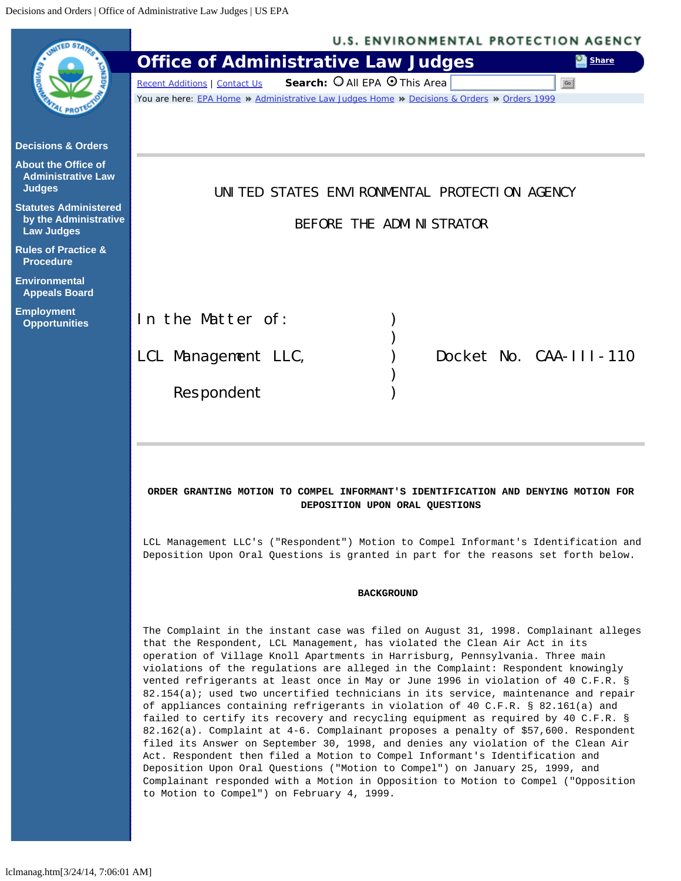UNITED STATES ENVIRONMENTAL PROTECTION AGENCY

BEFORE THE ADMINISTRATOR

| | | |
|---|---|---|
| In the Matter of: | ) | |
| | ) | |
| LCL Management LLC, | ) | Docket No. CAA-III-110 |
| | ) | |
| Respondent | ) | |

**ORDER GRANTING MOTION TO COMPEL INFORMANT'S IDENTIFICATION AND DENYING MOTION FOR DEPOSITION UPON ORAL QUESTIONS**

LCL Management LLC's ("Respondent") Motion to Compel Informant's Identification and Deposition Upon Oral Questions is granted in part for the reasons set forth below.

**BACKGROUND**

The Complaint in the instant case was filed on August 31, 1998. Complainant alleges that the Respondent, LCL Management, has violated the Clean Air Act in its operation of Village Knoll Apartments in Harrisburg, Pennsylvania. Three main violations of the regulations are alleged in the Complaint: Respondent knowingly vented refrigerants at least once in May or June 1996 in violation of 40 C.F.R. § 82.154(a); used two uncertified technicians in its service, maintenance and repair of appliances containing refrigerants in violation of 40 C.F.R. § 82.161(a) and failed to certify its recovery and recycling equipment as required by 40 C.F.R. § 82.162(a). Complaint at 4-6. Complainant proposes a penalty of $57,600. Respondent filed its Answer on September 30, 1998, and denies any violation of the Clean Air Act. Respondent then filed a Motion to Compel Informant's Identification and Deposition Upon Oral Questions ("Motion to Compel") on January 25, 1999, and Complainant responded with a Motion in Opposition to Motion to Compel ("Opposition to Motion to Compel") on February 4, 1999.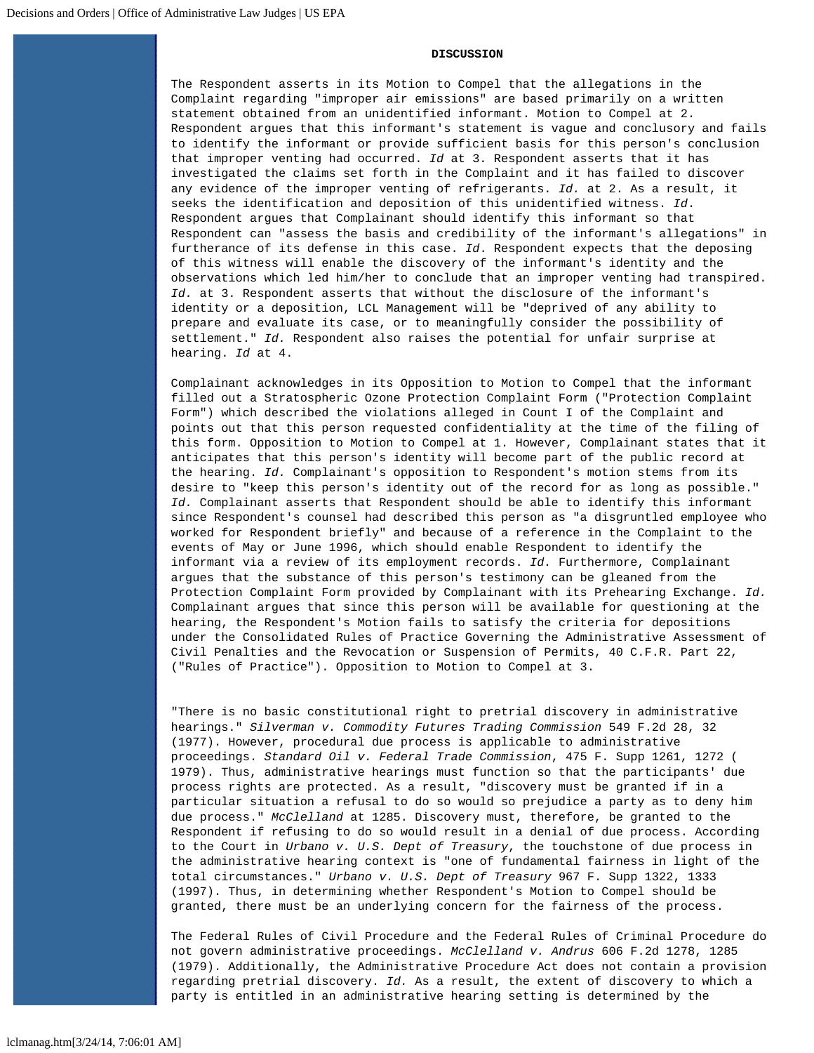## DISCUSSION

The Respondent asserts in its Motion to Compel that the allegations in the Complaint regarding "improper air emissions" are based primarily on a written statement obtained from an unidentified informant. Motion to Compel at 2. Respondent argues that this informant's statement is vague and conclusory and fails to identify the informant or provide sufficient basis for this person's conclusion that improper venting had occurred. *Id* at 3. Respondent asserts that it has investigated the claims set forth in the Complaint and it has failed to discover any evidence of the improper venting of refrigerants. *Id.* at 2. As a result, it seeks the identification and deposition of this unidentified witness. *Id*. Respondent argues that Complainant should identify this informant so that Respondent can "assess the basis and credibility of the informant's allegations" in furtherance of its defense in this case. *Id*. Respondent expects that the deposing of this witness will enable the discovery of the informant's identity and the observations which led him/her to conclude that an improper venting had transpired. *Id.* at 3. Respondent asserts that without the disclosure of the informant's identity or a deposition, LCL Management will be "deprived of any ability to prepare and evaluate its case, or to meaningfully consider the possibility of settlement." *Id.* Respondent also raises the potential for unfair surprise at hearing. *Id* at 4.

Complainant acknowledges in its Opposition to Motion to Compel that the informant filled out a Stratospheric Ozone Protection Complaint Form ("Protection Complaint Form") which described the violations alleged in Count I of the Complaint and points out that this person requested confidentiality at the time of the filing of this form. Opposition to Motion to Compel at 1. However, Complainant states that it anticipates that this person's identity will become part of the public record at the hearing. *Id.* Complainant's opposition to Respondent's motion stems from its desire to "keep this person's identity out of the record for as long as possible." *Id.* Complainant asserts that Respondent should be able to identify this informant since Respondent's counsel had described this person as "a disgruntled employee who worked for Respondent briefly" and because of a reference in the Complaint to the events of May or June 1996, which should enable Respondent to identify the informant via a review of its employment records. *Id.* Furthermore, Complainant argues that the substance of this person's testimony can be gleaned from the Protection Complaint Form provided by Complainant with its Prehearing Exchange. *Id.* Complainant argues that since this person will be available for questioning at the hearing, the Respondent's Motion fails to satisfy the criteria for depositions under the Consolidated Rules of Practice Governing the Administrative Assessment of Civil Penalties and the Revocation or Suspension of Permits, 40 C.F.R. Part 22, ("Rules of Practice"). Opposition to Motion to Compel at 3.

"There is no basic constitutional right to pretrial discovery in administrative hearings." *Silverman v. Commodity Futures Trading Commission* 549 F.2d 28, 32 (1977). However, procedural due process is applicable to administrative proceedings. *Standard Oil v. Federal Trade Commission*, 475 F. Supp 1261, 1272 ( 1979). Thus, administrative hearings must function so that the participants' due process rights are protected. As a result, "discovery must be granted if in a particular situation a refusal to do so would so prejudice a party as to deny him due process." *McClelland* at 1285. Discovery must, therefore, be granted to the Respondent if refusing to do so would result in a denial of due process. According to the Court in *Urbano v. U.S. Dept of Treasury*, the touchstone of due process in the administrative hearing context is "one of fundamental fairness in light of the total circumstances." *Urbano v. U.S. Dept of Treasury* 967 F. Supp 1322, 1333 (1997). Thus, in determining whether Respondent's Motion to Compel should be granted, there must be an underlying concern for the fairness of the process.

The Federal Rules of Civil Procedure and the Federal Rules of Criminal Procedure do not govern administrative proceedings. *McClelland v. Andrus* 606 F.2d 1278, 1285 (1979). Additionally, the Administrative Procedure Act does not contain a provision regarding pretrial discovery. *Id.* As a result, the extent of discovery to which a party is entitled in an administrative hearing setting is determined by the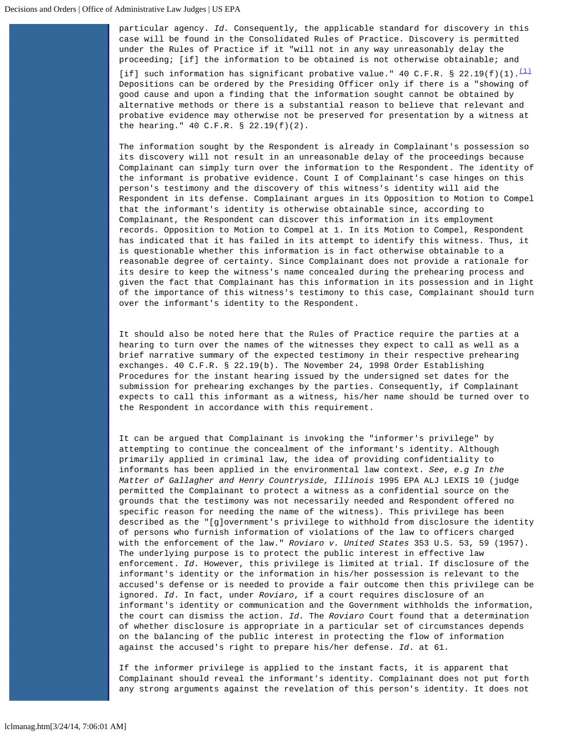particular agency. *Id.* Consequently, the applicable standard for discovery in this case will be found in the Consolidated Rules of Practice. Discovery is permitted under the Rules of Practice if it "will not in any way unreasonably delay the proceeding; [if] the information to be obtained is not otherwise obtainable; and [if] such information has significant probative value." 40 C.F.R. § 22.19(f)(1).[(1)] Depositions can be ordered by the Presiding Officer only if there is a "showing of good cause and upon a finding that the information sought cannot be obtained by alternative methods or there is a substantial reason to believe that relevant and probative evidence may otherwise not be preserved for presentation by a witness at the hearing." 40 C.F.R. § 22.19(f)(2).

The information sought by the Respondent is already in Complainant's possession so its discovery will not result in an unreasonable delay of the proceedings because Complainant can simply turn over the information to the Respondent. The identity of the informant is probative evidence. Count I of Complainant's case hinges on this person's testimony and the discovery of this witness's identity will aid the Respondent in its defense. Complainant argues in its Opposition to Motion to Compel that the informant's identity is otherwise obtainable since, according to Complainant, the Respondent can discover this information in its employment records. Opposition to Motion to Compel at 1. In its Motion to Compel, Respondent has indicated that it has failed in its attempt to identify this witness. Thus, it is questionable whether this information is in fact otherwise obtainable to a reasonable degree of certainty. Since Complainant does not provide a rationale for its desire to keep the witness's name concealed during the prehearing process and given the fact that Complainant has this information in its possession and in light of the importance of this witness's testimony to this case, Complainant should turn over the informant's identity to the Respondent.

It should also be noted here that the Rules of Practice require the parties at a hearing to turn over the names of the witnesses they expect to call as well as a brief narrative summary of the expected testimony in their respective prehearing exchanges. 40 C.F.R. § 22.19(b). The November 24, 1998 Order Establishing Procedures for the instant hearing issued by the undersigned set dates for the submission for prehearing exchanges by the parties. Consequently, if Complainant expects to call this informant as a witness, his/her name should be turned over to the Respondent in accordance with this requirement.

It can be argued that Complainant is invoking the "informer's privilege" by attempting to continue the concealment of the informant's identity. Although primarily applied in criminal law, the idea of providing confidentiality to informants has been applied in the environmental law context. *See, e.g In the Matter of Gallagher and Henry Countryside, Illinois* 1995 EPA ALJ LEXIS 10 (judge permitted the Complainant to protect a witness as a confidential source on the grounds that the testimony was not necessarily needed and Respondent offered no specific reason for needing the name of the witness). This privilege has been described as the "[g]overnment's privilege to withhold from disclosure the identity of persons who furnish information of violations of the law to officers charged with the enforcement of the law." *Roviaro v. United States* 353 U.S. 53, 59 (1957). The underlying purpose is to protect the public interest in effective law enforcement. *Id.* However, this privilege is limited at trial. If disclosure of the informant's identity or the information in his/her possession is relevant to the accused's defense or is needed to provide a fair outcome then this privilege can be ignored. *Id.* In fact, under *Roviaro*, if a court requires disclosure of an informant's identity or communication and the Government withholds the information, the court can dismiss the action. *Id.* The *Roviaro* Court found that a determination of whether disclosure is appropriate in a particular set of circumstances depends on the balancing of the public interest in protecting the flow of information against the accused's right to prepare his/her defense. *Id.* at 61.

If the informer privilege is applied to the instant facts, it is apparent that Complainant should reveal the informant's identity. Complainant does not put forth any strong arguments against the revelation of this person's identity. It does not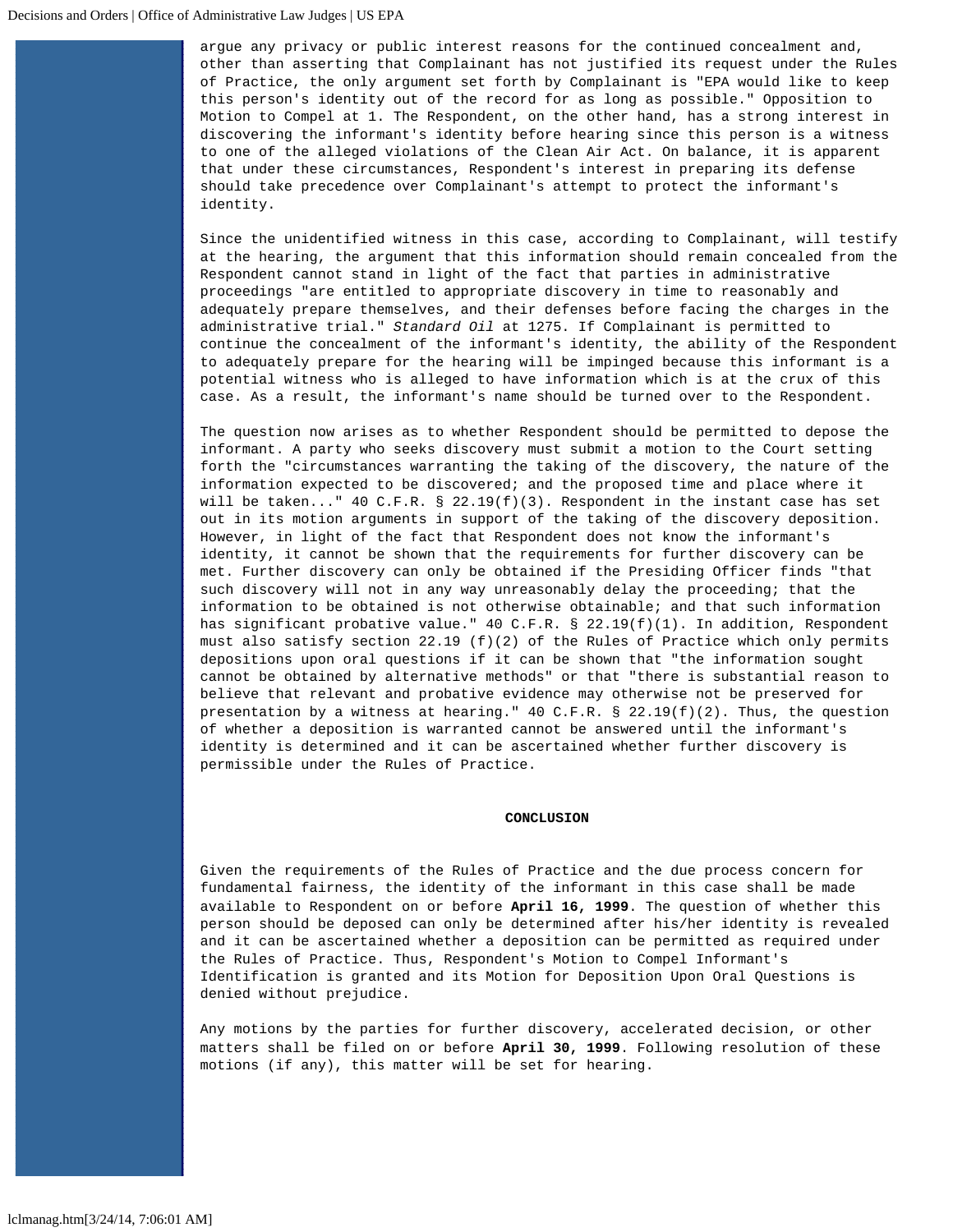argue any privacy or public interest reasons for the continued concealment and, other than asserting that Complainant has not justified its request under the Rules of Practice, the only argument set forth by Complainant is "EPA would like to keep this person's identity out of the record for as long as possible." Opposition to Motion to Compel at 1. The Respondent, on the other hand, has a strong interest in discovering the informant's identity before hearing since this person is a witness to one of the alleged violations of the Clean Air Act. On balance, it is apparent that under these circumstances, Respondent's interest in preparing its defense should take precedence over Complainant's attempt to protect the informant's identity.

Since the unidentified witness in this case, according to Complainant, will testify at the hearing, the argument that this information should remain concealed from the Respondent cannot stand in light of the fact that parties in administrative proceedings "are entitled to appropriate discovery in time to reasonably and adequately prepare themselves, and their defenses before facing the charges in the administrative trial." *Standard Oil* at 1275. If Complainant is permitted to continue the concealment of the informant's identity, the ability of the Respondent to adequately prepare for the hearing will be impinged because this informant is a potential witness who is alleged to have information which is at the crux of this case. As a result, the informant's name should be turned over to the Respondent.

The question now arises as to whether Respondent should be permitted to depose the informant. A party who seeks discovery must submit a motion to the Court setting forth the "circumstances warranting the taking of the discovery, the nature of the information expected to be discovered; and the proposed time and place where it will be taken..." 40 C.F.R. § 22.19(f)(3). Respondent in the instant case has set out in its motion arguments in support of the taking of the discovery deposition. However, in light of the fact that Respondent does not know the informant's identity, it cannot be shown that the requirements for further discovery can be met. Further discovery can only be obtained if the Presiding Officer finds "that such discovery will not in any way unreasonably delay the proceeding; that the information to be obtained is not otherwise obtainable; and that such information has significant probative value." 40 C.F.R. § 22.19(f)(1). In addition, Respondent must also satisfy section 22.19 (f)(2) of the Rules of Practice which only permits depositions upon oral questions if it can be shown that "the information sought cannot be obtained by alternative methods" or that "there is substantial reason to believe that relevant and probative evidence may otherwise not be preserved for presentation by a witness at hearing." 40 C.F.R. § 22.19(f)(2). Thus, the question of whether a deposition is warranted cannot be answered until the informant's identity is determined and it can be ascertained whether further discovery is permissible under the Rules of Practice.

## CONCLUSION

Given the requirements of the Rules of Practice and the due process concern for fundamental fairness, the identity of the informant in this case shall be made available to Respondent on or before **April 16, 1999**. The question of whether this person should be deposed can only be determined after his/her identity is revealed and it can be ascertained whether a deposition can be permitted as required under the Rules of Practice. Thus, Respondent's Motion to Compel Informant's Identification is granted and its Motion for Deposition Upon Oral Questions is denied without prejudice.

Any motions by the parties for further discovery, accelerated decision, or other matters shall be filed on or before **April 30, 1999**. Following resolution of these motions (if any), this matter will be set for hearing.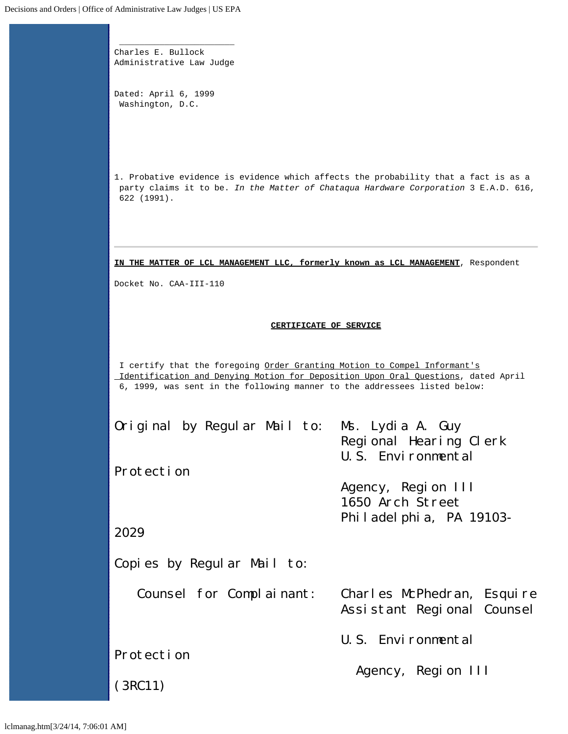\_\_\_\_\_\_\_\_\_\_\_\_\_\_\_\_\_\_\_\_\_\_\_\_

Charles E. Bullock
Administrative Law Judge

Dated: April 6, 1999
Washington, D.C.

1. Probative evidence is evidence which affects the probability that a fact is as a party claims it to be. *In the Matter of Chataqua Hardware Corporation* 3 E.A.D. 616, 622 (1991).

---

**IN THE MATTER OF LCL MANAGEMENT LLC, formerly known as LCL MANAGEMENT**, Respondent

Docket No. CAA-III-110

**CERTIFICATE OF SERVICE**

I certify that the foregoing Order Granting Motion to Compel Informant's Identification and Denying Motion for Deposition Upon Oral Questions, dated April 6, 1999, was sent in the following manner to the addressees listed below:

Original by Regular Mail to: Ms. Lydia A. Guy
Regional Hearing Clerk
U.S. Environmental Protection Agency, Region III
1650 Arch Street
Philadelphia, PA 19103-2029

Copies by Regular Mail to:

Counsel for Complainant: Charles McPhedran, Esquire
Assistant Regional Counsel
U.S. Environmental Protection Agency, Region III
(3RC11)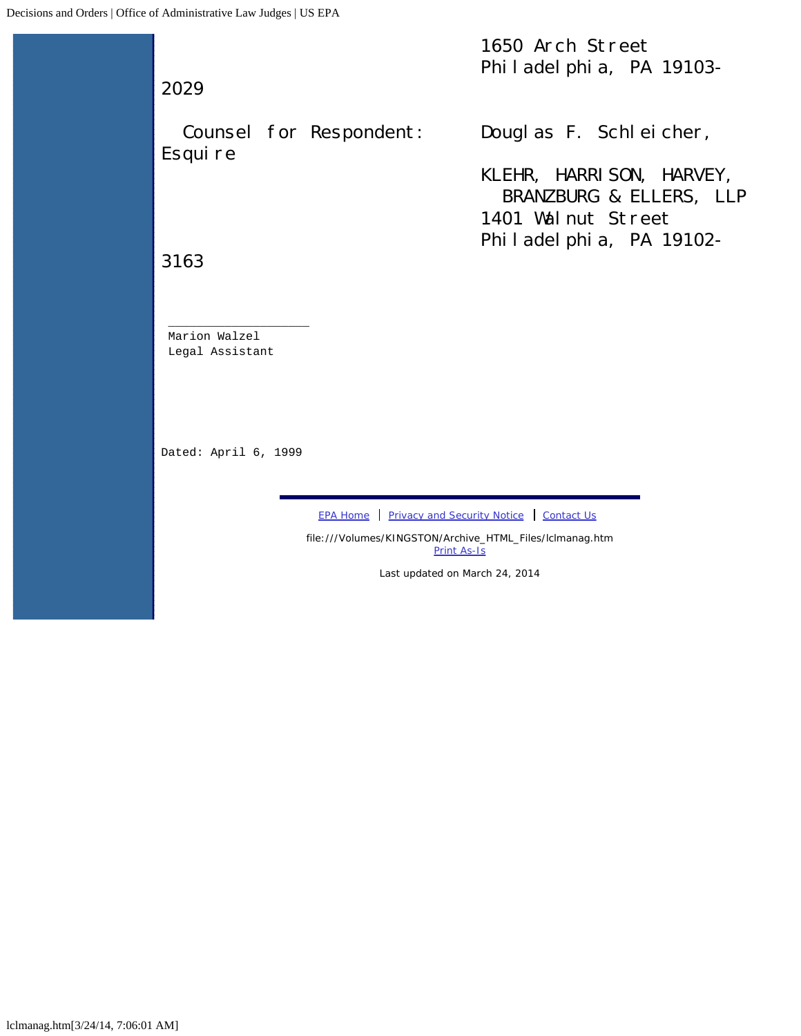1650 Arch Street
Philadelphia, PA 19103-2029

Counsel for Respondent: Douglas F. Schleicher, Esquire

KLEHR, HARRISON, HARVEY,
BRANZBURG & ELLERS, LLP
1401 Walnut Street
Philadelphia, PA 19102-3163

Marion Walzel
Legal Assistant

Dated: April 6, 1999

EPA Home | Privacy and Security Notice | Contact Us

file:///Volumes/KINGSTON/Archive_HTML_Files/lclmanag.htm
Print As-Is

Last updated on March 24, 2014